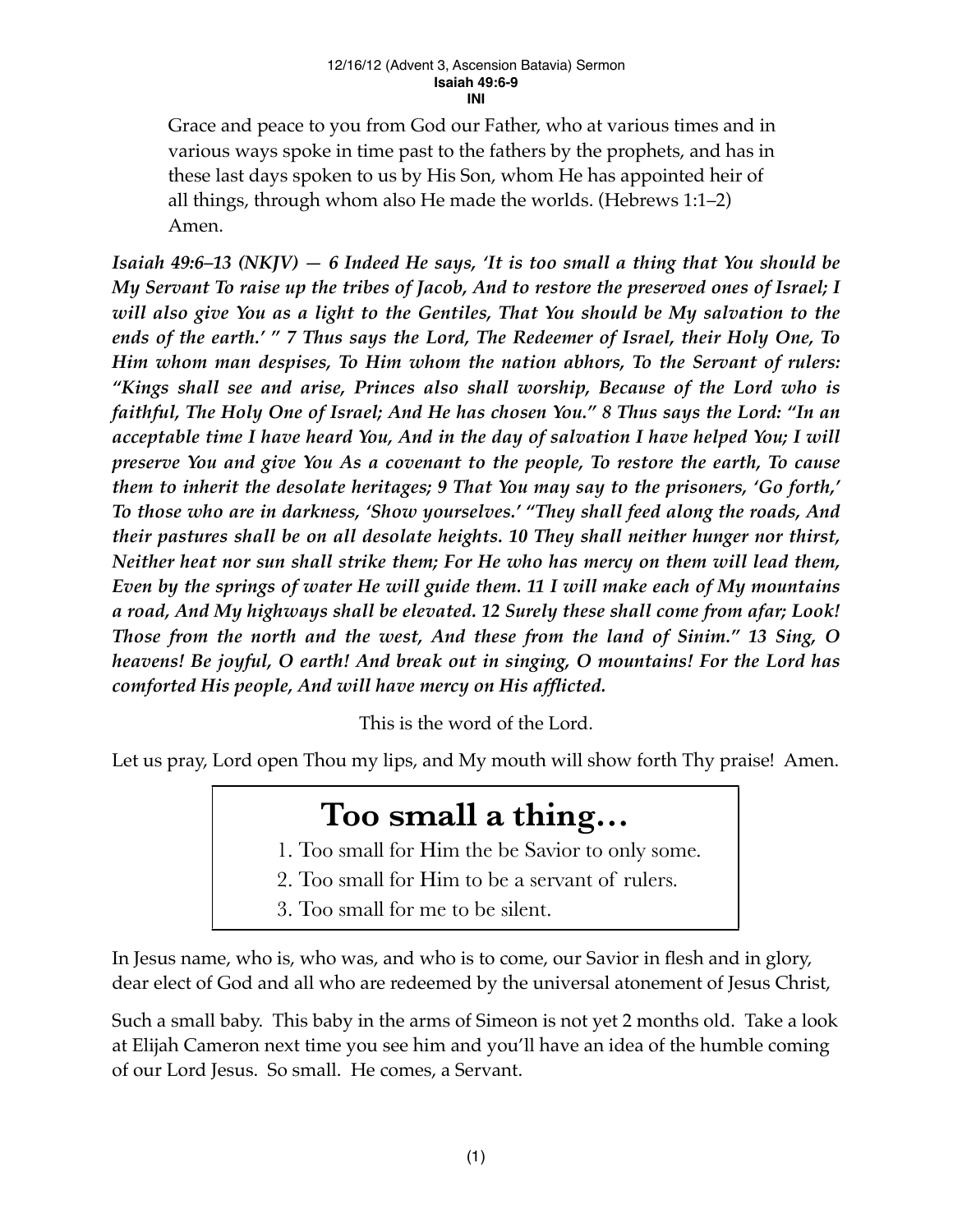12/16/12 (Advent 3, Ascension Batavia) Sermon
**Isaiah 49:6-9**
**INI**

> Grace and peace to you from God our Father, who at various times and in various ways spoke in time past to the fathers by the prophets, and has in these last days spoken to us by His Son, whom He has appointed heir of all things, through whom also He made the worlds. (Hebrews 1:1–2) Amen.

***Isaiah 49:6–13 (NKJV) — 6 Indeed He says, 'It is too small a thing that You should be My Servant To raise up the tribes of Jacob, And to restore the preserved ones of Israel; I will also give You as a light to the Gentiles, That You should be My salvation to the ends of the earth.' " 7 Thus says the Lord, The Redeemer of Israel, their Holy One, To Him whom man despises, To Him whom the nation abhors, To the Servant of rulers: "Kings shall see and arise, Princes also shall worship, Because of the Lord who is faithful, The Holy One of Israel; And He has chosen You." 8 Thus says the Lord: "In an acceptable time I have heard You, And in the day of salvation I have helped You; I will preserve You and give You As a covenant to the people, To restore the earth, To cause them to inherit the desolate heritages; 9 That You may say to the prisoners, 'Go forth,' To those who are in darkness, 'Show yourselves.' "They shall feed along the roads, And their pastures shall be on all desolate heights. 10 They shall neither hunger nor thirst, Neither heat nor sun shall strike them; For He who has mercy on them will lead them, Even by the springs of water He will guide them. 11 I will make each of My mountains a road, And My highways shall be elevated. 12 Surely these shall come from afar; Look! Those from the north and the west, And these from the land of Sinim." 13 Sing, O heavens! Be joyful, O earth! And break out in singing, O mountains! For the Lord has comforted His people, And will have mercy on His afflicted.***

This is the word of the Lord.

Let us pray, Lord open Thou my lips, and My mouth will show forth Thy praise! Amen.

# Too small a thing…

1. Too small for Him the be Savior to only some.
2. Too small for Him to be a servant of rulers.
3. Too small for me to be silent.

In Jesus name, who is, who was, and who is to come, our Savior in flesh and in glory, dear elect of God and all who are redeemed by the universal atonement of Jesus Christ,

Such a small baby. This baby in the arms of Simeon is not yet 2 months old. Take a look at Elijah Cameron next time you see him and you'll have an idea of the humble coming of our Lord Jesus. So small. He comes, a Servant.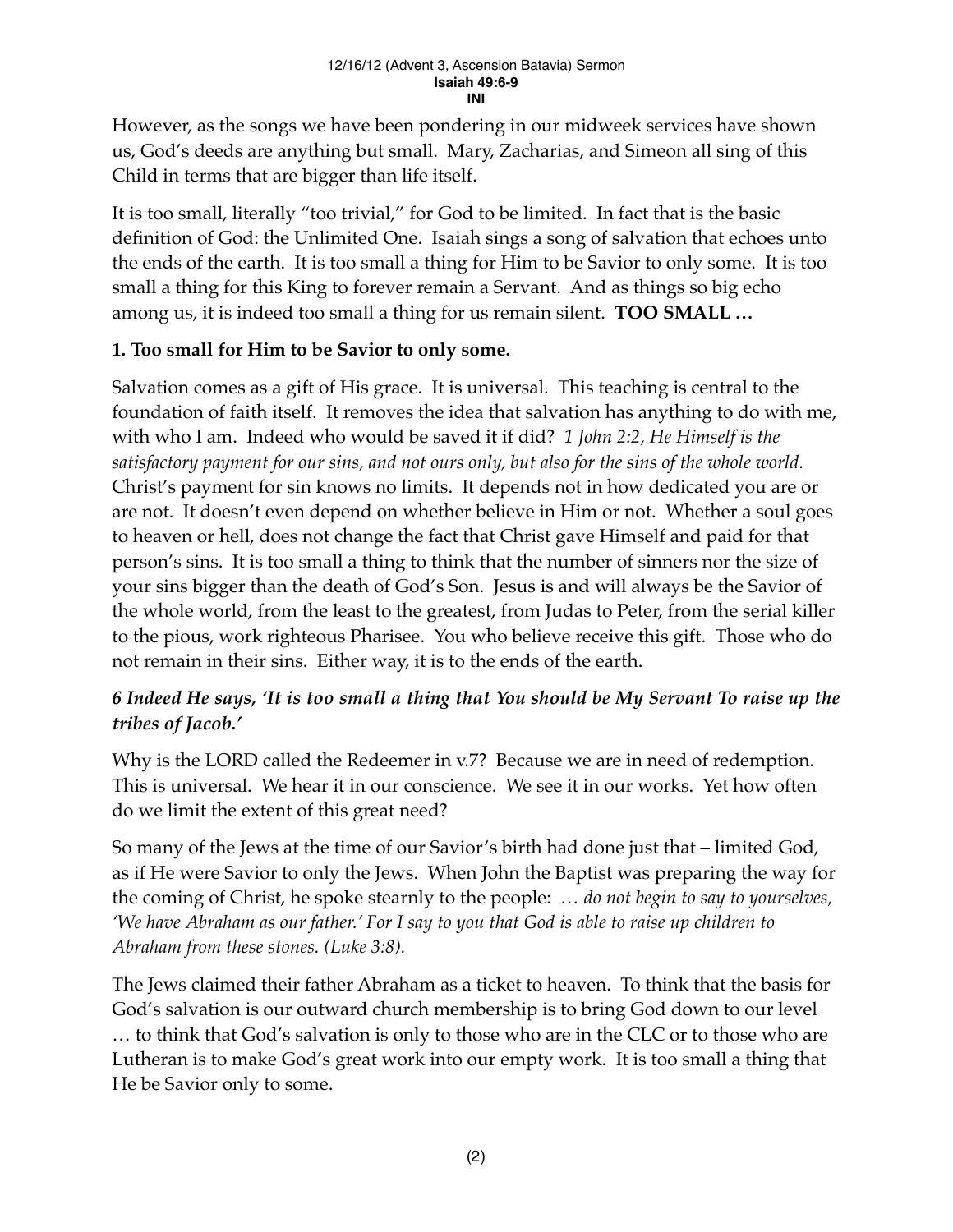However, as the songs we have been pondering in our midweek services have shown us, God's deeds are anything but small. Mary, Zacharias, and Simeon all sing of this Child in terms that are bigger than life itself.

It is too small, literally "too trivial," for God to be limited. In fact that is the basic definition of God: the Unlimited One. Isaiah sings a song of salvation that echoes unto the ends of the earth. It is too small a thing for Him to be Savior to only some. It is too small a thing for this King to forever remain a Servant. And as things so big echo among us, it is indeed too small a thing for us remain silent. **TOO SMALL …**

**1. Too small for Him to be Savior to only some.**

Salvation comes as a gift of His grace. It is universal. This teaching is central to the foundation of faith itself. It removes the idea that salvation has anything to do with me, with who I am. Indeed who would be saved it if did? *1 John 2:2, He Himself is the satisfactory payment for our sins, and not ours only, but also for the sins of the whole world.* Christ's payment for sin knows no limits. It depends not in how dedicated you are or are not. It doesn't even depend on whether believe in Him or not. Whether a soul goes to heaven or hell, does not change the fact that Christ gave Himself and paid for that person's sins. It is too small a thing to think that the number of sinners nor the size of your sins bigger than the death of God's Son. Jesus is and will always be the Savior of the whole world, from the least to the greatest, from Judas to Peter, from the serial killer to the pious, work righteous Pharisee. You who believe receive this gift. Those who do not remain in their sins. Either way, it is to the ends of the earth.

***6 Indeed He says, 'It is too small a thing that You should be My Servant To raise up the tribes of Jacob.'***

Why is the LORD called the Redeemer in v.7? Because we are in need of redemption. This is universal. We hear it in our conscience. We see it in our works. Yet how often do we limit the extent of this great need?

So many of the Jews at the time of our Savior's birth had done just that – limited God, as if He were Savior to only the Jews. When John the Baptist was preparing the way for the coming of Christ, he spoke stearnly to the people: *… do not begin to say to yourselves, 'We have Abraham as our father.' For I say to you that God is able to raise up children to Abraham from these stones. (Luke 3:8).*

The Jews claimed their father Abraham as a ticket to heaven. To think that the basis for God's salvation is our outward church membership is to bring God down to our level … to think that God's salvation is only to those who are in the CLC or to those who are Lutheran is to make God's great work into our empty work. It is too small a thing that He be Savior only to some.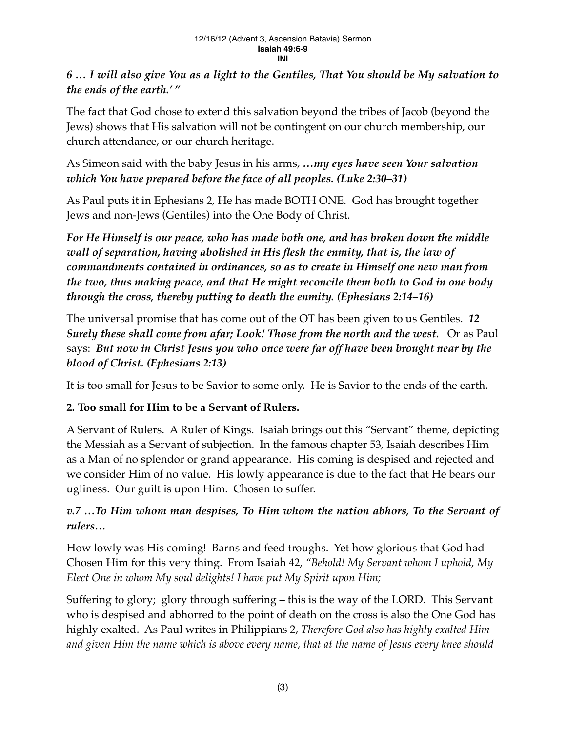*6 … I will also give You as a light to the Gentiles, That You should be My salvation to the ends of the earth.' "*

The fact that God chose to extend this salvation beyond the tribes of Jacob (beyond the Jews) shows that His salvation will not be contingent on our church membership, our church attendance, or our church heritage.

As Simeon said with the baby Jesus in his arms, ***…my eyes have seen Your salvation which You have prepared before the face of <u>all peoples</u>. (Luke 2:30–31)***

As Paul puts it in Ephesians 2, He has made BOTH ONE. God has brought together Jews and non-Jews (Gentiles) into the One Body of Christ.

***For He Himself is our peace, who has made both one, and has broken down the middle wall of separation, having abolished in His flesh the enmity, that is, the law of commandments contained in ordinances, so as to create in Himself one new man from the two, thus making peace, and that He might reconcile them both to God in one body through the cross, thereby putting to death the enmity. (Ephesians 2:14–16)***

The universal promise that has come out of the OT has been given to us Gentiles. ***12 Surely these shall come from afar; Look! Those from the north and the west.*** Or as Paul says: ***But now in Christ Jesus you who once were far off have been brought near by the blood of Christ. (Ephesians 2:13)***

It is too small for Jesus to be Savior to some only. He is Savior to the ends of the earth.

**2. Too small for Him to be a Servant of Rulers.**

A Servant of Rulers. A Ruler of Kings. Isaiah brings out this "Servant" theme, depicting the Messiah as a Servant of subjection. In the famous chapter 53, Isaiah describes Him as a Man of no splendor or grand appearance. His coming is despised and rejected and we consider Him of no value. His lowly appearance is due to the fact that He bears our ugliness. Our guilt is upon Him. Chosen to suffer.

***v.7 …To Him whom man despises, To Him whom the nation abhors, To the Servant of rulers…***

How lowly was His coming! Barns and feed troughs. Yet how glorious that God had Chosen Him for this very thing. From Isaiah 42, *"Behold! My Servant whom I uphold, My Elect One in whom My soul delights! I have put My Spirit upon Him;*

Suffering to glory; glory through suffering – this is the way of the LORD. This Servant who is despised and abhorred to the point of death on the cross is also the One God has highly exalted. As Paul writes in Philippians 2, *Therefore God also has highly exalted Him and given Him the name which is above every name, that at the name of Jesus every knee should*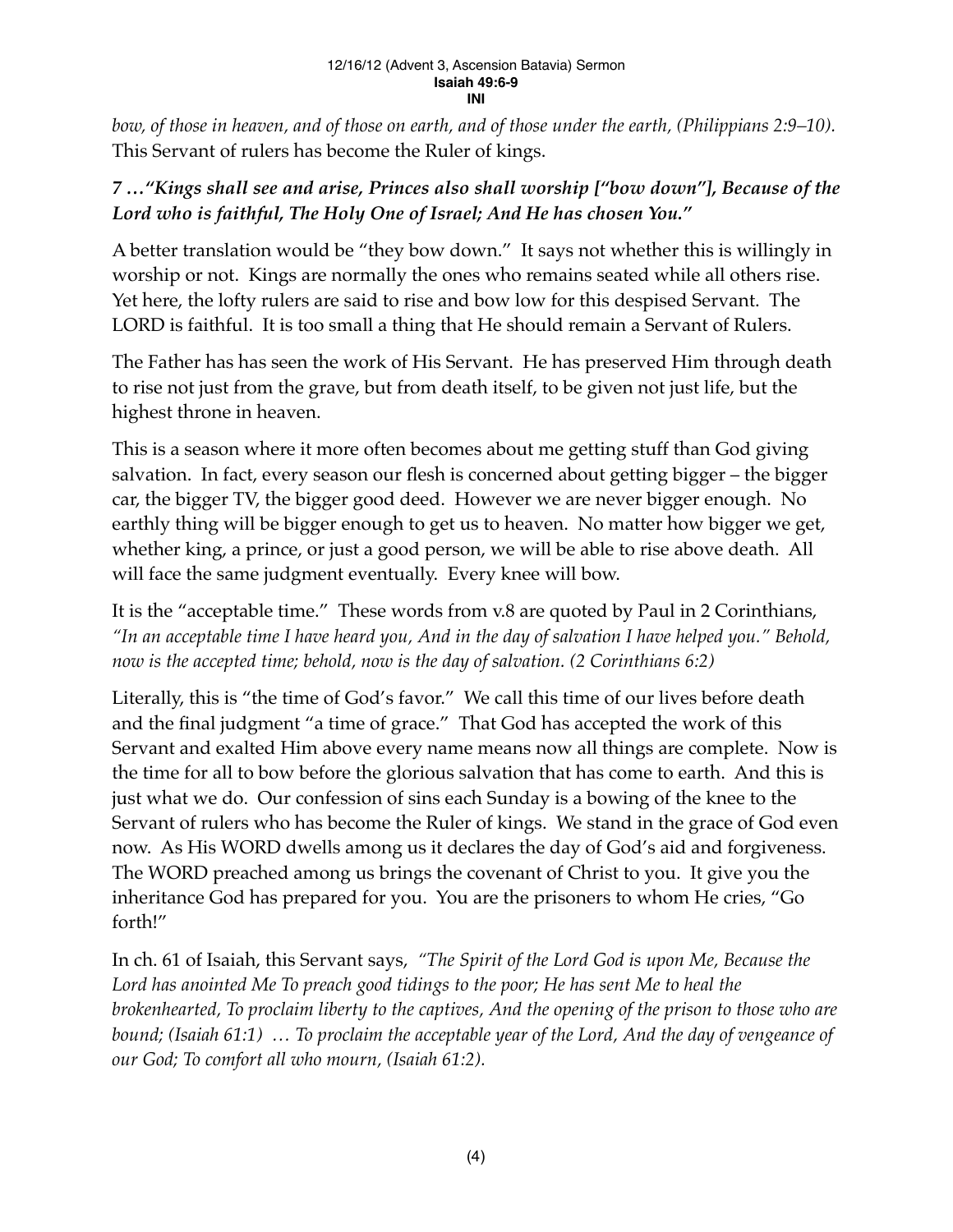*bow, of those in heaven, and of those on earth, and of those under the earth, (Philippians 2:9–10).* This Servant of rulers has become the Ruler of kings.

***7 …"Kings shall see and arise, Princes also shall worship ["bow down"], Because of the Lord who is faithful, The Holy One of Israel; And He has chosen You."***

A better translation would be "they bow down." It says not whether this is willingly in worship or not. Kings are normally the ones who remains seated while all others rise. Yet here, the lofty rulers are said to rise and bow low for this despised Servant. The LORD is faithful. It is too small a thing that He should remain a Servant of Rulers.

The Father has has seen the work of His Servant. He has preserved Him through death to rise not just from the grave, but from death itself, to be given not just life, but the highest throne in heaven.

This is a season where it more often becomes about me getting stuff than God giving salvation. In fact, every season our flesh is concerned about getting bigger – the bigger car, the bigger TV, the bigger good deed. However we are never bigger enough. No earthly thing will be bigger enough to get us to heaven. No matter how bigger we get, whether king, a prince, or just a good person, we will be able to rise above death. All will face the same judgment eventually. Every knee will bow.

It is the "acceptable time." These words from v.8 are quoted by Paul in 2 Corinthians, *"In an acceptable time I have heard you, And in the day of salvation I have helped you." Behold, now is the accepted time; behold, now is the day of salvation. (2 Corinthians 6:2)*

Literally, this is "the time of God's favor." We call this time of our lives before death and the final judgment "a time of grace." That God has accepted the work of this Servant and exalted Him above every name means now all things are complete. Now is the time for all to bow before the glorious salvation that has come to earth. And this is just what we do. Our confession of sins each Sunday is a bowing of the knee to the Servant of rulers who has become the Ruler of kings. We stand in the grace of God even now. As His WORD dwells among us it declares the day of God's aid and forgiveness. The WORD preached among us brings the covenant of Christ to you. It give you the inheritance God has prepared for you. You are the prisoners to whom He cries, "Go forth!"

In ch. 61 of Isaiah, this Servant says, *"The Spirit of the Lord God is upon Me, Because the Lord has anointed Me To preach good tidings to the poor; He has sent Me to heal the brokenhearted, To proclaim liberty to the captives, And the opening of the prison to those who are bound; (Isaiah 61:1) … To proclaim the acceptable year of the Lord, And the day of vengeance of our God; To comfort all who mourn, (Isaiah 61:2).*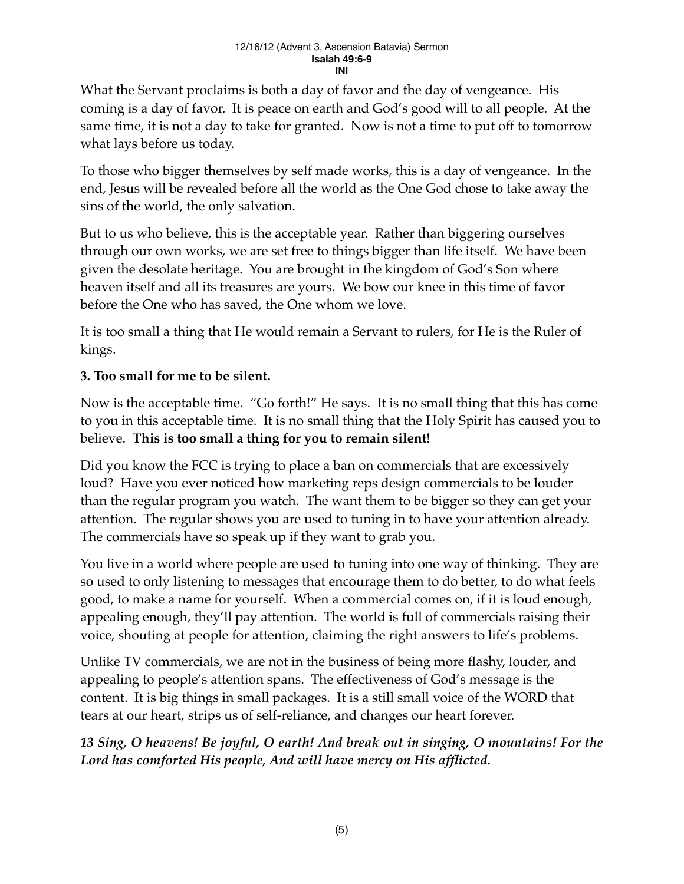What the Servant proclaims is both a day of favor and the day of vengeance. His coming is a day of favor. It is peace on earth and God's good will to all people. At the same time, it is not a day to take for granted. Now is not a time to put off to tomorrow what lays before us today.

To those who bigger themselves by self made works, this is a day of vengeance. In the end, Jesus will be revealed before all the world as the One God chose to take away the sins of the world, the only salvation.

But to us who believe, this is the acceptable year. Rather than biggering ourselves through our own works, we are set free to things bigger than life itself. We have been given the desolate heritage. You are brought in the kingdom of God's Son where heaven itself and all its treasures are yours. We bow our knee in this time of favor before the One who has saved, the One whom we love.

It is too small a thing that He would remain a Servant to rulers, for He is the Ruler of kings.

**3. Too small for me to be silent.**

Now is the acceptable time. "Go forth!" He says. It is no small thing that this has come to you in this acceptable time. It is no small thing that the Holy Spirit has caused you to believe. **This is too small a thing for you to remain silent**!

Did you know the FCC is trying to place a ban on commercials that are excessively loud? Have you ever noticed how marketing reps design commercials to be louder than the regular program you watch. The want them to be bigger so they can get your attention. The regular shows you are used to tuning in to have your attention already. The commercials have so speak up if they want to grab you.

You live in a world where people are used to tuning into one way of thinking. They are so used to only listening to messages that encourage them to do better, to do what feels good, to make a name for yourself. When a commercial comes on, if it is loud enough, appealing enough, they'll pay attention. The world is full of commercials raising their voice, shouting at people for attention, claiming the right answers to life's problems.

Unlike TV commercials, we are not in the business of being more flashy, louder, and appealing to people's attention spans. The effectiveness of God's message is the content. It is big things in small packages. It is a still small voice of the WORD that tears at our heart, strips us of self-reliance, and changes our heart forever.

***13 Sing, O heavens! Be joyful, O earth! And break out in singing, O mountains! For the Lord has comforted His people, And will have mercy on His afflicted.***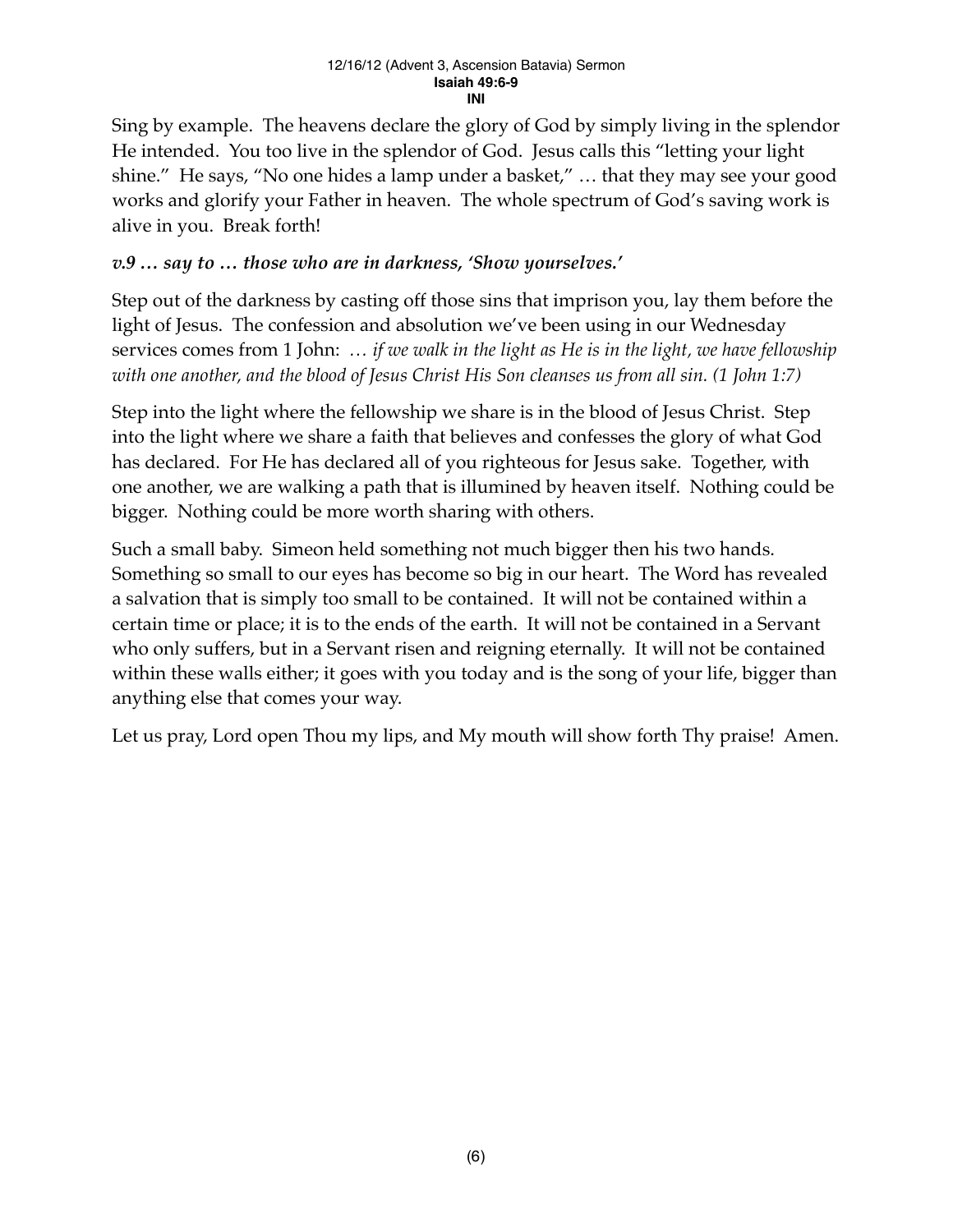Sing by example. The heavens declare the glory of God by simply living in the splendor He intended. You too live in the splendor of God. Jesus calls this "letting your light shine." He says, "No one hides a lamp under a basket," … that they may see your good works and glorify your Father in heaven. The whole spectrum of God's saving work is alive in you. Break forth!

***v.9 … say to … those who are in darkness, 'Show yourselves.'***

Step out of the darkness by casting off those sins that imprison you, lay them before the light of Jesus. The confession and absolution we've been using in our Wednesday services comes from 1 John: *… if we walk in the light as He is in the light, we have fellowship with one another, and the blood of Jesus Christ His Son cleanses us from all sin. (1 John 1:7)*

Step into the light where the fellowship we share is in the blood of Jesus Christ. Step into the light where we share a faith that believes and confesses the glory of what God has declared. For He has declared all of you righteous for Jesus sake. Together, with one another, we are walking a path that is illumined by heaven itself. Nothing could be bigger. Nothing could be more worth sharing with others.

Such a small baby. Simeon held something not much bigger then his two hands. Something so small to our eyes has become so big in our heart. The Word has revealed a salvation that is simply too small to be contained. It will not be contained within a certain time or place; it is to the ends of the earth. It will not be contained in a Servant who only suffers, but in a Servant risen and reigning eternally. It will not be contained within these walls either; it goes with you today and is the song of your life, bigger than anything else that comes your way.

Let us pray, Lord open Thou my lips, and My mouth will show forth Thy praise! Amen.